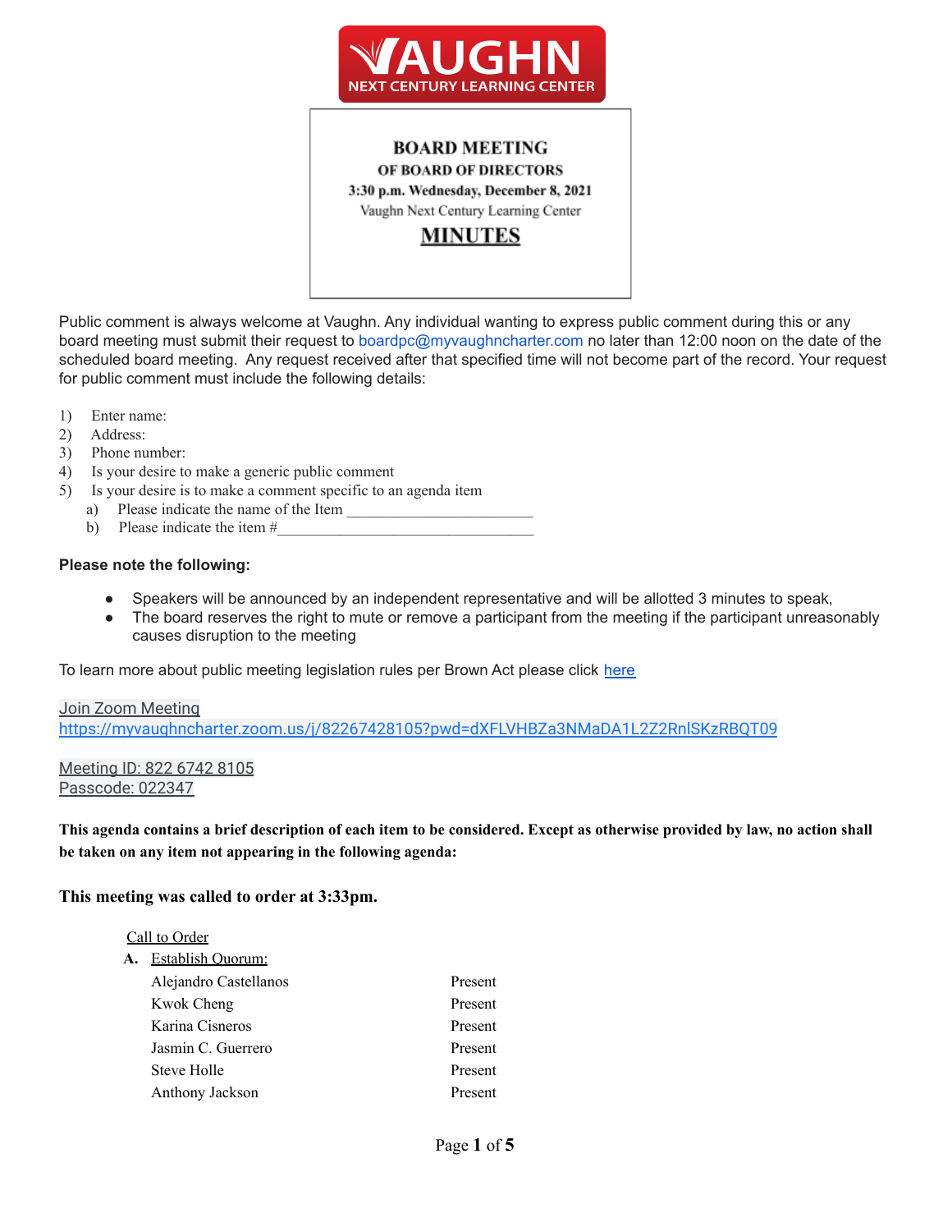# VAUGHN
NEXT CENTURY LEARNING CENTER

**BOARD MEETING**
**OF BOARD OF DIRECTORS**
**3:30 p.m. Wednesday, December 8, 2021**
Vaughn Next Century Learning Center
**MINUTES**

Public comment is always welcome at Vaughn. Any individual wanting to express public comment during this or any board meeting must submit their request to boardpc@myvaughncharter.com no later than 12:00 noon on the date of the scheduled board meeting. Any request received after that specified time will not become part of the record. Your request for public comment must include the following details:

1) Enter name:
2) Address:
3) Phone number:
4) Is your desire to make a generic public comment
5) Is your desire is to make a comment specific to an agenda item
   a) Please indicate the name of the Item ________________________
   b) Please indicate the item #________________________________

**Please note the following:**

- Speakers will be announced by an independent representative and will be allotted 3 minutes to speak,
- The board reserves the right to mute or remove a participant from the meeting if the participant unreasonably causes disruption to the meeting

To learn more about public meeting legislation rules per Brown Act please click here

Join Zoom Meeting
https://myvaughncharter.zoom.us/j/82267428105?pwd=dXFLVHBZa3NMaDA1L2Z2RnlSKzRBQT09

Meeting ID: 822 6742 8105
Passcode: 022347

**This agenda contains a brief description of each item to be considered. Except as otherwise provided by law, no action shall be taken on any item not appearing in the following agenda:**

**This meeting was called to order at 3:33pm.**

Call to Order

**A.** Establish Quorum:

| | |
|---|---|
| Alejandro Castellanos | Present |
| Kwok Cheng | Present |
| Karina Cisneros | Present |
| Jasmin C. Guerrero | Present |
| Steve Holle | Present |
| Anthony Jackson | Present |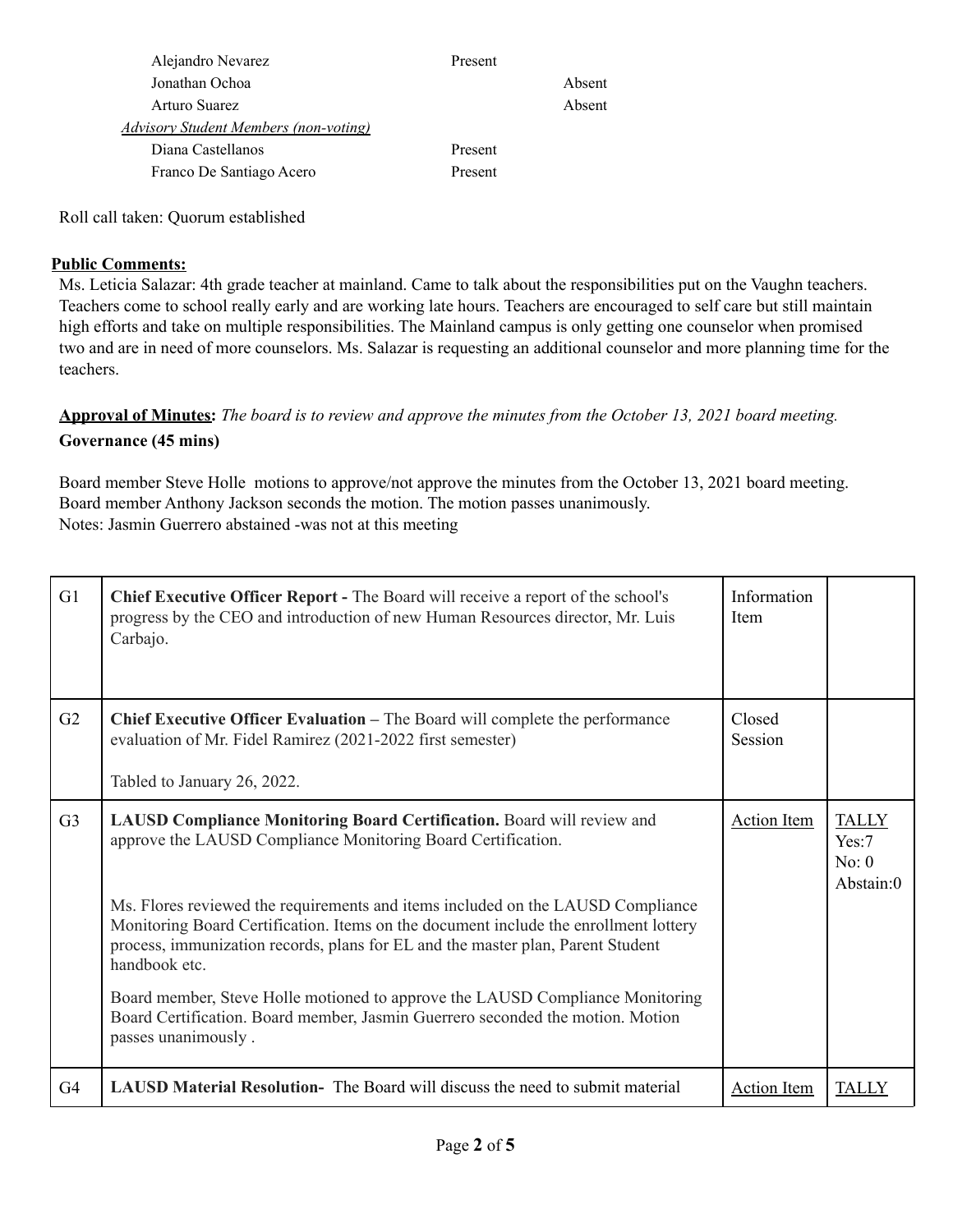| | | |
|---|---|---|
| Alejandro Nevarez | Present | |
| Jonathan Ochoa | | Absent |
| Arturo Suarez | | Absent |
| *Advisory Student Members (non-voting)* | | |
| Diana Castellanos | Present | |
| Franco De Santiago Acero | Present | |

Roll call taken: Quorum established

**Public Comments:**

Ms. Leticia Salazar: 4th grade teacher at mainland. Came to talk about the responsibilities put on the Vaughn teachers. Teachers come to school really early and are working late hours. Teachers are encouraged to self care but still maintain high efforts and take on multiple responsibilities. The Mainland campus is only getting one counselor when promised two and are in need of more counselors. Ms. Salazar is requesting an additional counselor and more planning time for the teachers.

**Approval of Minutes:** *The board is to review and approve the minutes from the October 13, 2021 board meeting.*

**Governance (45 mins)**

Board member Steve Holle motions to approve/not approve the minutes from the October 13, 2021 board meeting. Board member Anthony Jackson seconds the motion. The motion passes unanimously.
Notes: Jasmin Guerrero abstained -was not at this meeting

| | | | |
|---|---|---|---|
| G1 | **Chief Executive Officer Report -** The Board will receive a report of the school's progress by the CEO and introduction of new Human Resources director, Mr. Luis Carbajo. | Information Item | |
| G2 | **Chief Executive Officer Evaluation –** The Board will complete the performance evaluation of Mr. Fidel Ramirez (2021-2022 first semester)<br><br>Tabled to January 26, 2022. | Closed Session | |
| G3 | **LAUSD Compliance Monitoring Board Certification.** Board will review and approve the LAUSD Compliance Monitoring Board Certification.<br><br>Ms. Flores reviewed the requirements and items included on the LAUSD Compliance Monitoring Board Certification. Items on the document include the enrollment lottery process, immunization records, plans for EL and the master plan, Parent Student handbook etc.<br><br>Board member, Steve Holle motioned to approve the LAUSD Compliance Monitoring Board Certification. Board member, Jasmin Guerrero seconded the motion. Motion passes unanimously . | Action Item | TALLY<br>Yes:7<br>No: 0<br>Abstain:0 |
| G4 | **LAUSD Material Resolution-** The Board will discuss the need to submit material | Action Item | TALLY |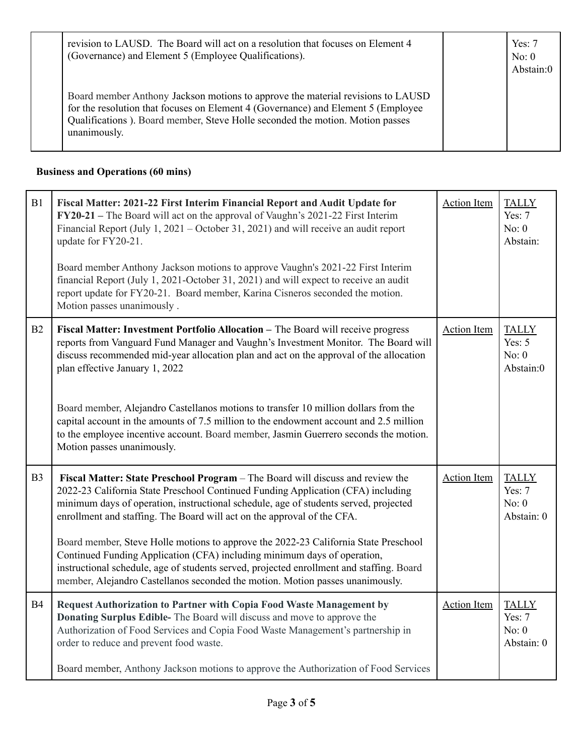| | | | |
|---|---|---|---|
| | revision to LAUSD. The Board will act on a resolution that focuses on Element 4 (Governance) and Element 5 (Employee Qualifications).<br><br>Board member Anthony Jackson motions to approve the material revisions to LAUSD for the resolution that focuses on Element 4 (Governance) and Element 5 (Employee Qualifications ). Board member, Steve Holle seconded the motion. Motion passes unanimously. | | Yes: 7<br>No: 0<br>Abstain:0 |

**Business and Operations (60 mins)**

| | | | |
|---|---|---|---|
| B1 | **Fiscal Matter: 2021-22 First Interim Financial Report and Audit Update for FY20-21 –** The Board will act on the approval of Vaughn's 2021-22 First Interim Financial Report (July 1, 2021 – October 31, 2021) and will receive an audit report update for FY20-21.<br><br>Board member Anthony Jackson motions to approve Vaughn's 2021-22 First Interim financial Report (July 1, 2021-October 31, 2021) and will expect to receive an audit report update for FY20-21. Board member, Karina Cisneros seconded the motion. Motion passes unanimously . | Action Item | TALLY<br>Yes: 7<br>No: 0<br>Abstain: |
| B2 | **Fiscal Matter: Investment Portfolio Allocation –** The Board will receive progress reports from Vanguard Fund Manager and Vaughn's Investment Monitor. The Board will discuss recommended mid-year allocation plan and act on the approval of the allocation plan effective January 1, 2022<br><br>Board member, Alejandro Castellanos motions to transfer 10 million dollars from the capital account in the amounts of 7.5 million to the endowment account and 2.5 million to the employee incentive account. Board member, Jasmin Guerrero seconds the motion. Motion passes unanimously. | Action Item | TALLY<br>Yes: 5<br>No: 0<br>Abstain:0 |
| B3 | **Fiscal Matter: State Preschool Program** – The Board will discuss and review the 2022-23 California State Preschool Continued Funding Application (CFA) including minimum days of operation, instructional schedule, age of students served, projected enrollment and staffing. The Board will act on the approval of the CFA.<br><br>Board member, Steve Holle motions to approve the 2022-23 California State Preschool Continued Funding Application (CFA) including minimum days of operation, instructional schedule, age of students served, projected enrollment and staffing. Board member, Alejandro Castellanos seconded the motion. Motion passes unanimously. | Action Item | TALLY<br>Yes: 7<br>No: 0<br>Abstain: 0 |
| B4 | **Request Authorization to Partner with Copia Food Waste Management by Donating Surplus Edible-** The Board will discuss and move to approve the Authorization of Food Services and Copia Food Waste Management's partnership in order to reduce and prevent food waste.<br><br>Board member, Anthony Jackson motions to approve the Authorization of Food Services | Action Item | TALLY<br>Yes: 7<br>No: 0<br>Abstain: 0 |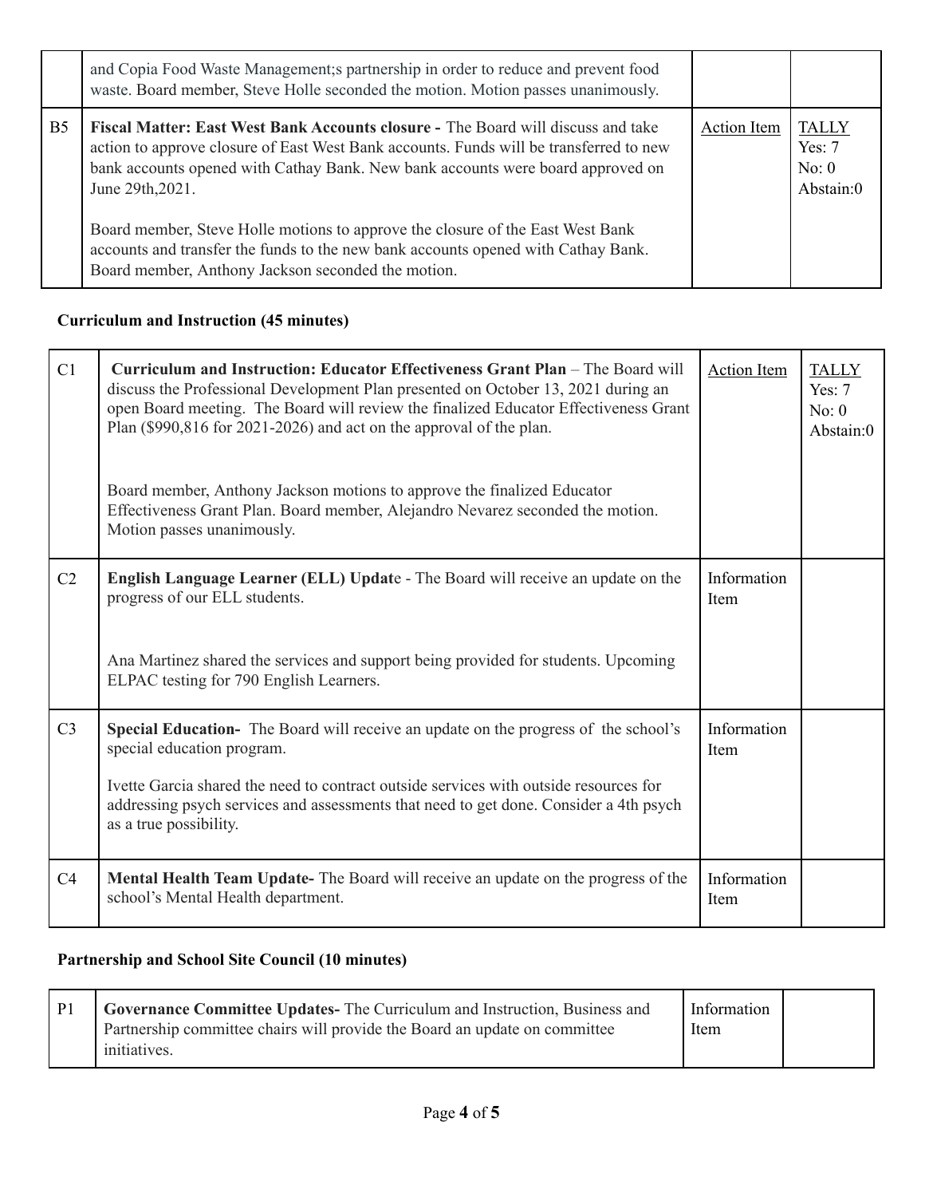| | | | |
|---|---|---|---|
| | and Copia Food Waste Management;s partnership in order to reduce and prevent food waste. Board member, Steve Holle seconded the motion. Motion passes unanimously. | | |
| B5 | **Fiscal Matter: East West Bank Accounts closure -** The Board will discuss and take action to approve closure of East West Bank accounts. Funds will be transferred to new bank accounts opened with Cathay Bank. New bank accounts were board approved on June 29th,2021.<br><br>Board member, Steve Holle motions to approve the closure of the East West Bank accounts and transfer the funds to the new bank accounts opened with Cathay Bank. Board member, Anthony Jackson seconded the motion. | Action Item | TALLY<br>Yes: 7<br>No: 0<br>Abstain:0 |

**Curriculum and Instruction (45 minutes)**

| | | | |
|---|---|---|---|
| C1 | **Curriculum and Instruction: Educator Effectiveness Grant Plan** – The Board will discuss the Professional Development Plan presented on October 13, 2021 during an open Board meeting. The Board will review the finalized Educator Effectiveness Grant Plan ($990,816 for 2021-2026) and act on the approval of the plan.<br><br>Board member, Anthony Jackson motions to approve the finalized Educator Effectiveness Grant Plan. Board member, Alejandro Nevarez seconded the motion. Motion passes unanimously. | Action Item | TALLY<br>Yes: 7<br>No: 0<br>Abstain:0 |
| C2 | **English Language Learner (ELL) Updat**e - The Board will receive an update on the progress of our ELL students.<br><br>Ana Martinez shared the services and support being provided for students. Upcoming ELPAC testing for 790 English Learners. | Information Item | |
| C3 | **Special Education-** The Board will receive an update on the progress of the school's special education program.<br><br>Ivette Garcia shared the need to contract outside services with outside resources for addressing psych services and assessments that need to get done. Consider a 4th psych as a true possibility. | Information Item | |
| C4 | **Mental Health Team Update-** The Board will receive an update on the progress of the school's Mental Health department. | Information Item | |

**Partnership and School Site Council (10 minutes)**

| | | | |
|---|---|---|---|
| P1 | **Governance Committee Updates-** The Curriculum and Instruction, Business and Partnership committee chairs will provide the Board an update on committee initiatives. | Information Item | |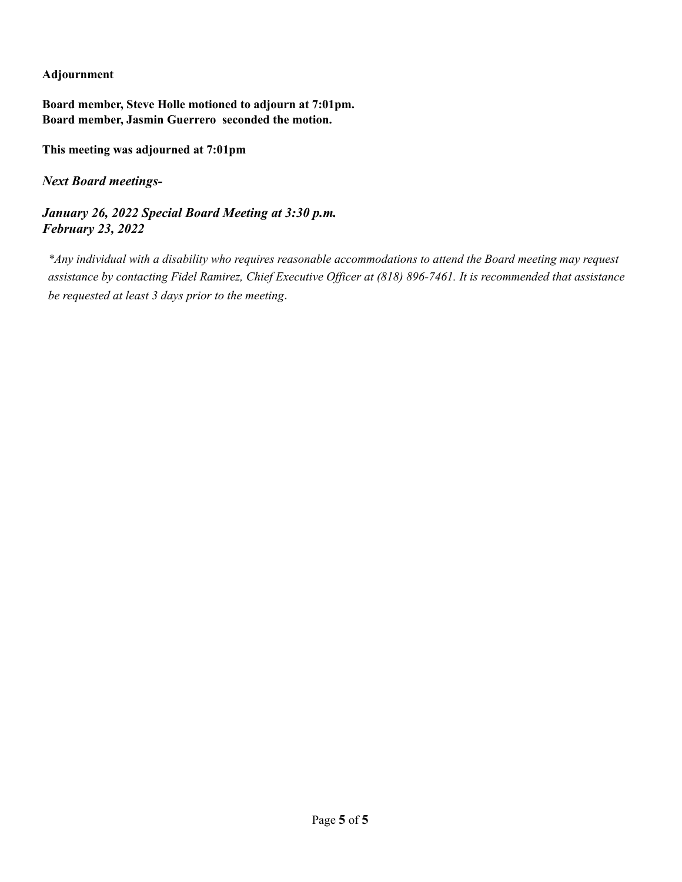**Adjournment**

**Board member, Steve Holle motioned to adjourn at 7:01pm.**
**Board member, Jasmin Guerrero seconded the motion.**

**This meeting was adjourned at 7:01pm**

***Next Board meetings-***

***January 26, 2022 Special Board Meeting at 3:30 p.m.***
***February 23, 2022***

*\*Any individual with a disability who requires reasonable accommodations to attend the Board meeting may request assistance by contacting Fidel Ramirez, Chief Executive Officer at (818) 896-7461. It is recommended that assistance be requested at least 3 days prior to the meeting.*